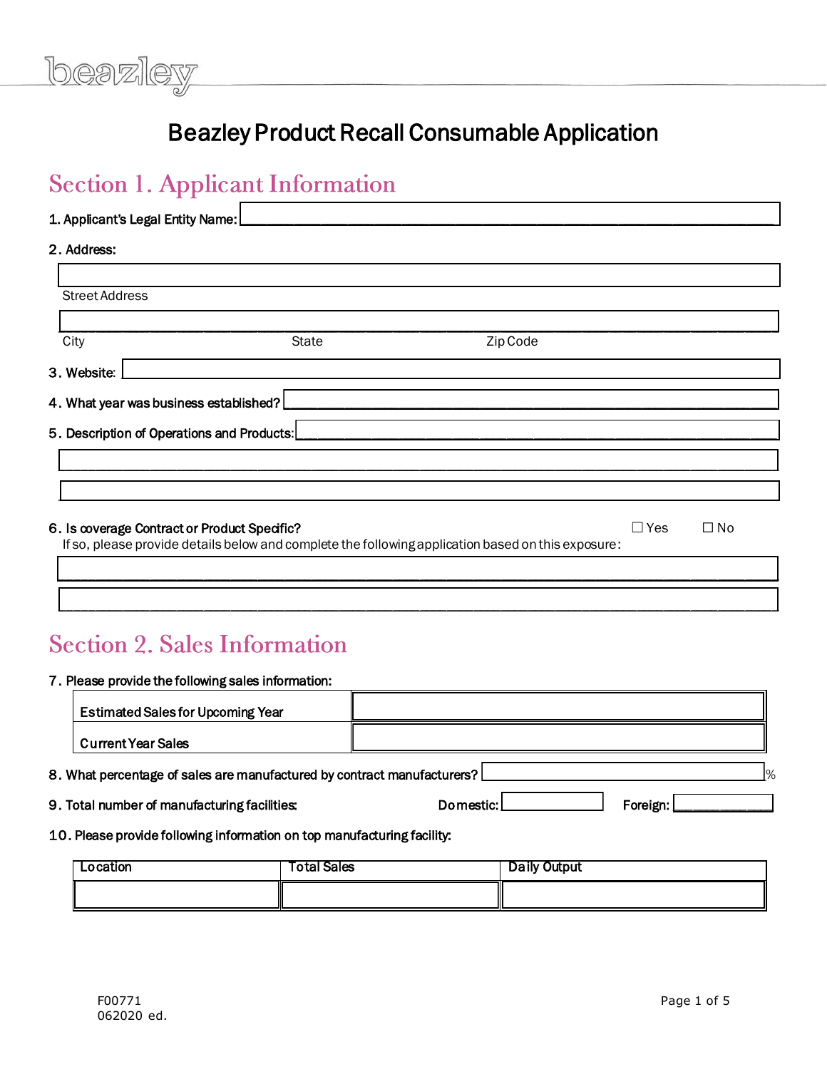# Beazley Product Recall Consumable Application

## Section 1. Applicant Information

1. Applicant's Legal Entity Name:

2. Address:

Street Address

City State Zip Code

3. Website:

4. What year was business established?

5. Description of Operations and Products:

6. Is coverage Contract or Product Specific? ☐ Yes ☐ No

If so, please provide details below and complete the following application based on this exposure:

## Section 2. Sales Information

7. Please provide the following sales information:

| | |
|---|---|
| Estimated Sales for Upcoming Year | |
| Current Year Sales | |

8. What percentage of sales are manufactured by contract manufacturers? %

9. Total number of manufacturing facilities: Domestic: Foreign:

10. Please provide following information on top manufacturing facility:

| Location | Total Sales | Daily Output |
|---|---|---|
| | | |

F00771
062020 ed.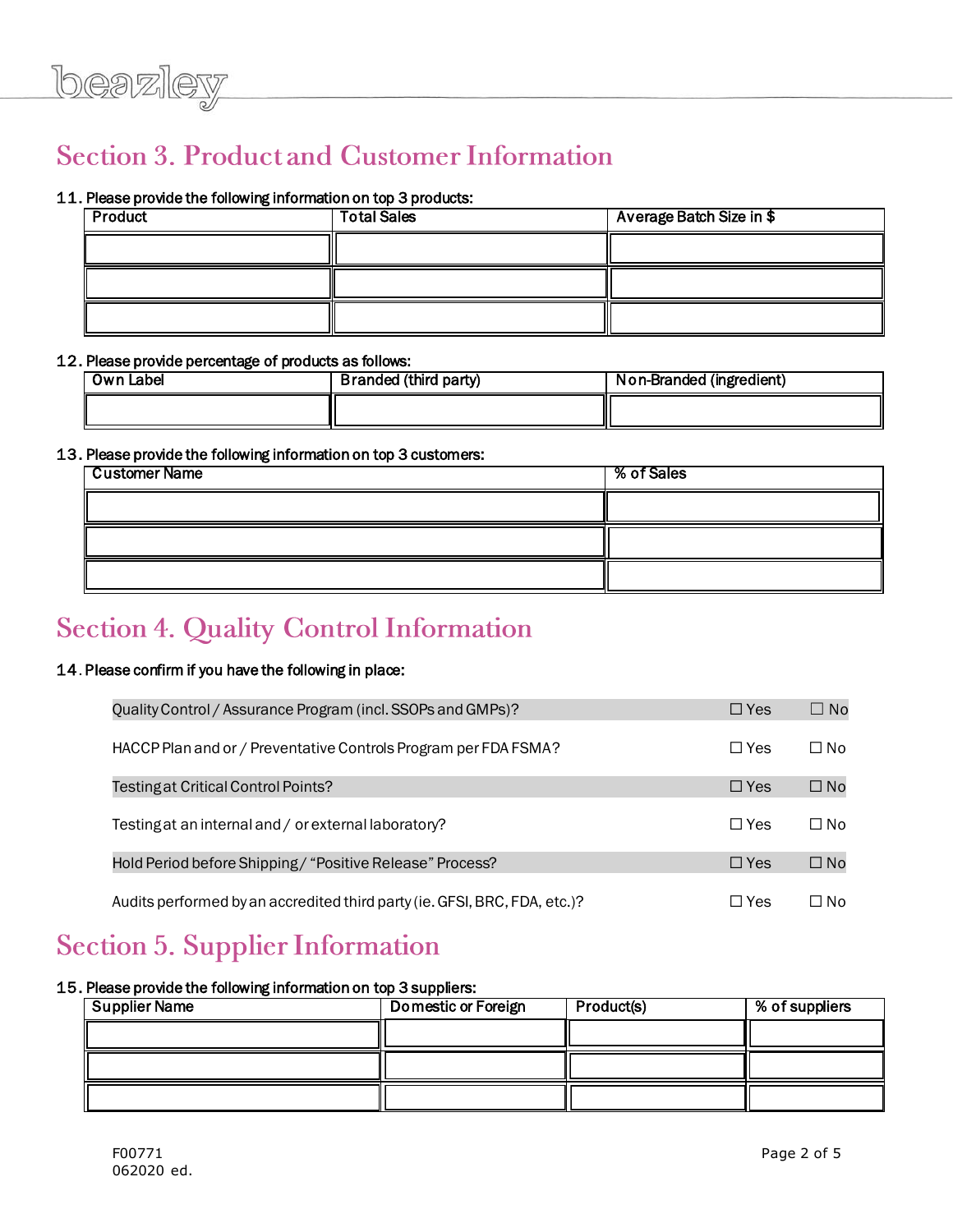## Section 3. Product and Customer Information

11. Please provide the following information on top 3 products:

| Product | Total Sales | Average Batch Size in $ |
|---|---|---|
| | | |
| | | |
| | | |

12. Please provide percentage of products as follows:

| Own Label | Branded (third party) | Non-Branded (ingredient) |
|---|---|---|
| | | |

13. Please provide the following information on top 3 customers:

| Customer Name | % of Sales |
|---|---|
| | |
| | |
| | |

## Section 4. Quality Control Information

14. Please confirm if you have the following in place:

| | | |
|---|---|---|
| Quality Control / Assurance Program (incl. SSOPs and GMPs)? | ☐ Yes | ☐ No |
| HACCP Plan and or / Preventative Controls Program per FDA FSMA? | ☐ Yes | ☐ No |
| Testing at Critical Control Points? | ☐ Yes | ☐ No |
| Testing at an internal and / or external laboratory? | ☐ Yes | ☐ No |
| Hold Period before Shipping / "Positive Release" Process? | ☐ Yes | ☐ No |
| Audits performed by an accredited third party (ie. GFSI, BRC, FDA, etc.)? | ☐ Yes | ☐ No |

## Section 5. Supplier Information

15. Please provide the following information on top 3 suppliers:

| Supplier Name | Domestic or Foreign | Product(s) | % of suppliers |
|---|---|---|---|
| | | | |
| | | | |
| | | | |

F00771
062020 ed.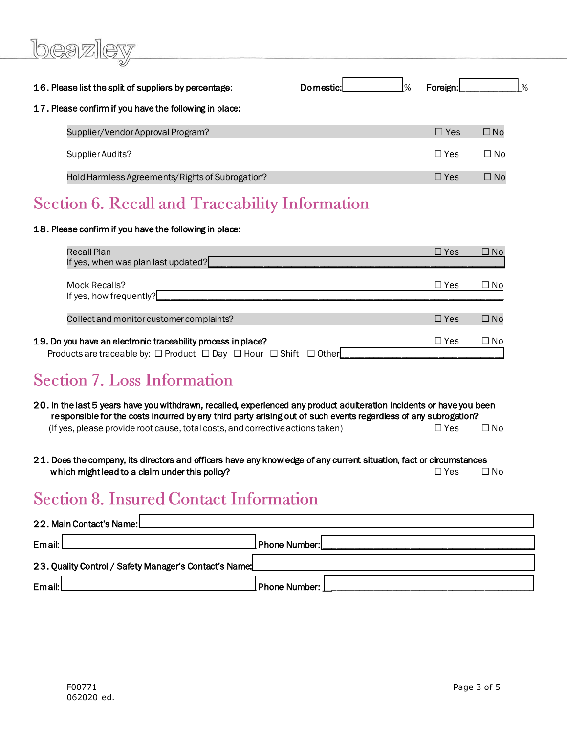16. Please list the split of suppliers by percentage: Domestic: ______% Foreign: ______%

17. Please confirm if you have the following in place:

| | | |
|---|---|---|
| Supplier/Vendor Approval Program? | ☐ Yes | ☐ No |
| Supplier Audits? | ☐ Yes | ☐ No |
| Hold Harmless Agreements/Rights of Subrogation? | ☐ Yes | ☐ No |

## Section 6. Recall and Traceability Information

18. Please confirm if you have the following in place:

| | | |
|---|---|---|
| Recall Plan<br>If yes, when was plan last updated? ______ | ☐ Yes | ☐ No |
| Mock Recalls?<br>If yes, how frequently? ______ | ☐ Yes | ☐ No |
| Collect and monitor customer complaints? | ☐ Yes | ☐ No |

19. Do you have an electronic traceability process in place? ☐ Yes ☐ No

Products are traceable by: ☐ Product ☐ Day ☐ Hour ☐ Shift ☐ Other ______

## Section 7. Loss Information

20. In the last 5 years have you withdrawn, recalled, experienced any product adulteration incidents or have you been responsible for the costs incurred by any third party arising out of such events regardless of any subrogation?
(If yes, please provide root cause, total costs, and corrective actions taken) ☐ Yes ☐ No

21. Does the company, its directors and officers have any knowledge of any current situation, fact or circumstances which might lead to a claim under this policy? ☐ Yes ☐ No

## Section 8. Insured Contact Information

22. Main Contact's Name: ______

Email: ______ Phone Number: ______

23. Quality Control / Safety Manager's Contact's Name: ______

Email: ______ Phone Number: ______

F00771
062020 ed.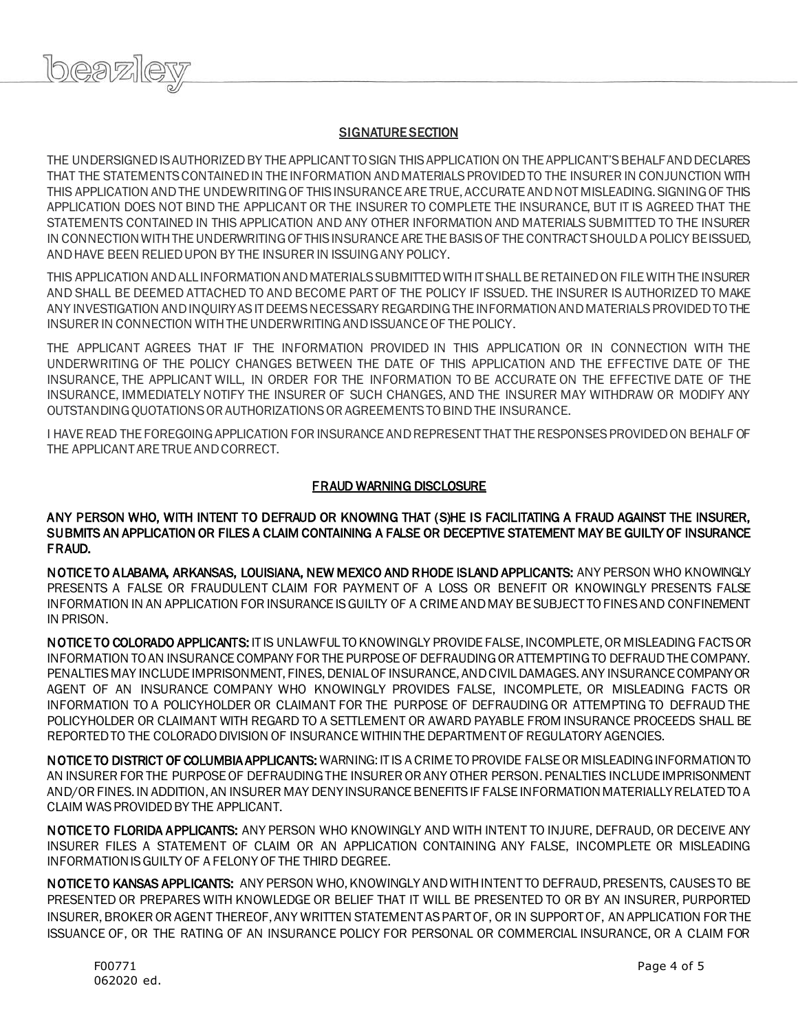## SIGNATURE SECTION

THE UNDERSIGNED IS AUTHORIZED BY THE APPLICANT TO SIGN THIS APPLICATION ON THE APPLICANT'S BEHALF AND DECLARES THAT THE STATEMENTS CONTAINED IN THE INFORMATION AND MATERIALS PROVIDED TO THE INSURER IN CONJUNCTION WITH THIS APPLICATION AND THE UNDEWRITING OF THIS INSURANCE ARE TRUE, ACCURATE AND NOT MISLEADING. SIGNING OF THIS APPLICATION DOES NOT BIND THE APPLICANT OR THE INSURER TO COMPLETE THE INSURANCE, BUT IT IS AGREED THAT THE STATEMENTS CONTAINED IN THIS APPLICATION AND ANY OTHER INFORMATION AND MATERIALS SUBMITTED TO THE INSURER IN CONNECTION WITH THE UNDERWRITING OF THIS INSURANCE ARE THE BASIS OF THE CONTRACT SHOULD A POLICY BE ISSUED, AND HAVE BEEN RELIED UPON BY THE INSURER IN ISSUING ANY POLICY.

THIS APPLICATION AND ALL INFORMATION AND MATERIALS SUBMITTED WITH IT SHALL BE RETAINED ON FILE WITH THE INSURER AND SHALL BE DEEMED ATTACHED TO AND BECOME PART OF THE POLICY IF ISSUED. THE INSURER IS AUTHORIZED TO MAKE ANY INVESTIGATION AND INQUIRY AS IT DEEMS NECESSARY REGARDING THE INFORMATION AND MATERIALS PROVIDED TO THE INSURER IN CONNECTION WITH THE UNDERWRITING AND ISSUANCE OF THE POLICY.

THE APPLICANT AGREES THAT IF THE INFORMATION PROVIDED IN THIS APPLICATION OR IN CONNECTION WITH THE UNDERWRITING OF THE POLICY CHANGES BETWEEN THE DATE OF THIS APPLICATION AND THE EFFECTIVE DATE OF THE INSURANCE, THE APPLICANT WILL, IN ORDER FOR THE INFORMATION TO BE ACCURATE ON THE EFFECTIVE DATE OF THE INSURANCE, IMMEDIATELY NOTIFY THE INSURER OF SUCH CHANGES, AND THE INSURER MAY WITHDRAW OR MODIFY ANY OUTSTANDING QUOTATIONS OR AUTHORIZATIONS OR AGREEMENTS TO BIND THE INSURANCE.

I HAVE READ THE FOREGOING APPLICATION FOR INSURANCE AND REPRESENT THAT THE RESPONSES PROVIDED ON BEHALF OF THE APPLICANT ARE TRUE AND CORRECT.

## FRAUD WARNING DISCLOSURE

**ANY PERSON WHO, WITH INTENT TO DEFRAUD OR KNOWING THAT (S)HE IS FACILITATING A FRAUD AGAINST THE INSURER, SUBMITS AN APPLICATION OR FILES A CLAIM CONTAINING A FALSE OR DECEPTIVE STATEMENT MAY BE GUILTY OF INSURANCE FRAUD.**

**NOTICE TO ALABAMA, ARKANSAS, LOUISIANA, NEW MEXICO AND RHODE ISLAND APPLICANTS:** ANY PERSON WHO KNOWINGLY PRESENTS A FALSE OR FRAUDULENT CLAIM FOR PAYMENT OF A LOSS OR BENEFIT OR KNOWINGLY PRESENTS FALSE INFORMATION IN AN APPLICATION FOR INSURANCE IS GUILTY OF A CRIME AND MAY BE SUBJECT TO FINES AND CONFINEMENT IN PRISON.

**NOTICE TO COLORADO APPLICANTS:** IT IS UNLAWFUL TO KNOWINGLY PROVIDE FALSE, INCOMPLETE, OR MISLEADING FACTS OR INFORMATION TO AN INSURANCE COMPANY FOR THE PURPOSE OF DEFRAUDING OR ATTEMPTING TO DEFRAUD THE COMPANY. PENALTIES MAY INCLUDE IMPRISONMENT, FINES, DENIAL OF INSURANCE, AND CIVIL DAMAGES. ANY INSURANCE COMPANY OR AGENT OF AN INSURANCE COMPANY WHO KNOWINGLY PROVIDES FALSE, INCOMPLETE, OR MISLEADING FACTS OR INFORMATION TO A POLICYHOLDER OR CLAIMANT FOR THE PURPOSE OF DEFRAUDING OR ATTEMPTING TO DEFRAUD THE POLICYHOLDER OR CLAIMANT WITH REGARD TO A SETTLEMENT OR AWARD PAYABLE FROM INSURANCE PROCEEDS SHALL BE REPORTED TO THE COLORADO DIVISION OF INSURANCE WITHIN THE DEPARTMENT OF REGULATORY AGENCIES.

**NOTICE TO DISTRICT OF COLUMBIA APPLICANTS:** WARNING: IT IS A CRIME TO PROVIDE FALSE OR MISLEADING INFORMATION TO AN INSURER FOR THE PURPOSE OF DEFRAUDING THE INSURER OR ANY OTHER PERSON. PENALTIES INCLUDE IMPRISONMENT AND/OR FINES. IN ADDITION, AN INSURER MAY DENY INSURANCE BENEFITS IF FALSE INFORMATION MATERIALLY RELATED TO A CLAIM WAS PROVIDED BY THE APPLICANT.

**NOTICE TO FLORIDA APPLICANTS:** ANY PERSON WHO KNOWINGLY AND WITH INTENT TO INJURE, DEFRAUD, OR DECEIVE ANY INSURER FILES A STATEMENT OF CLAIM OR AN APPLICATION CONTAINING ANY FALSE, INCOMPLETE OR MISLEADING INFORMATION IS GUILTY OF A FELONY OF THE THIRD DEGREE.

**NOTICE TO KANSAS APPLICANTS:** ANY PERSON WHO, KNOWINGLY AND WITH INTENT TO DEFRAUD, PRESENTS, CAUSES TO BE PRESENTED OR PREPARES WITH KNOWLEDGE OR BELIEF THAT IT WILL BE PRESENTED TO OR BY AN INSURER, PURPORTED INSURER, BROKER OR AGENT THEREOF, ANY WRITTEN STATEMENT AS PART OF, OR IN SUPPORT OF, AN APPLICATION FOR THE ISSUANCE OF, OR THE RATING OF AN INSURANCE POLICY FOR PERSONAL OR COMMERCIAL INSURANCE, OR A CLAIM FOR

F00771
062020 ed.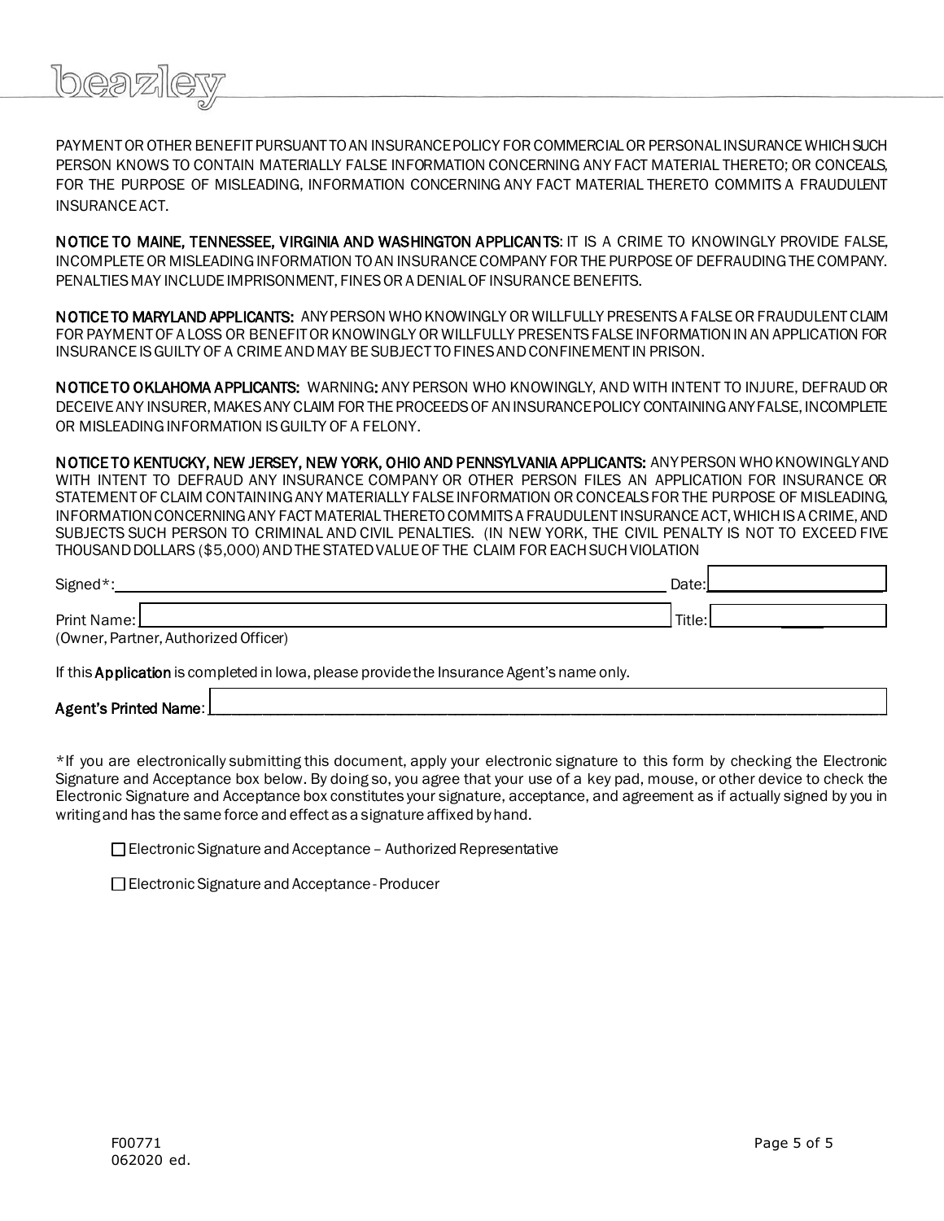PAYMENT OR OTHER BENEFIT PURSUANT TO AN INSURANCE POLICY FOR COMMERCIAL OR PERSONAL INSURANCE WHICH SUCH PERSON KNOWS TO CONTAIN MATERIALLY FALSE INFORMATION CONCERNING ANY FACT MATERIAL THERETO; OR CONCEALS, FOR THE PURPOSE OF MISLEADING, INFORMATION CONCERNING ANY FACT MATERIAL THERETO COMMITS A FRAUDULENT INSURANCE ACT.

**NOTICE TO MAINE, TENNESSEE, VIRGINIA AND WASHINGTON APPLICANTS**: IT IS A CRIME TO KNOWINGLY PROVIDE FALSE, INCOMPLETE OR MISLEADING INFORMATION TO AN INSURANCE COMPANY FOR THE PURPOSE OF DEFRAUDING THE COMPANY. PENALTIES MAY INCLUDE IMPRISONMENT, FINES OR A DENIAL OF INSURANCE BENEFITS.

**NOTICE TO MARYLAND APPLICANTS:** ANY PERSON WHO KNOWINGLY OR WILLFULLY PRESENTS A FALSE OR FRAUDULENT CLAIM FOR PAYMENT OF A LOSS OR BENEFIT OR KNOWINGLY OR WILLFULLY PRESENTS FALSE INFORMATION IN AN APPLICATION FOR INSURANCE IS GUILTY OF A CRIME AND MAY BE SUBJECT TO FINES AND CONFINEMENT IN PRISON.

**NOTICE TO OKLAHOMA APPLICANTS:** WARNING**:** ANY PERSON WHO KNOWINGLY, AND WITH INTENT TO INJURE, DEFRAUD OR DECEIVE ANY INSURER, MAKES ANY CLAIM FOR THE PROCEEDS OF AN INSURANCE POLICY CONTAINING ANY FALSE, INCOMPLETE OR MISLEADING INFORMATION IS GUILTY OF A FELONY.

**NOTICE TO KENTUCKY, NEW JERSEY, NEW YORK, OHIO AND PENNSYLVANIA APPLICANTS:** ANY PERSON WHO KNOWINGLY AND WITH INTENT TO DEFRAUD ANY INSURANCE COMPANY OR OTHER PERSON FILES AN APPLICATION FOR INSURANCE OR STATEMENT OF CLAIM CONTAINING ANY MATERIALLY FALSE INFORMATION OR CONCEALS FOR THE PURPOSE OF MISLEADING, INFORMATION CONCERNING ANY FACT MATERIAL THERETO COMMITS A FRAUDULENT INSURANCE ACT, WHICH IS A CRIME, AND SUBJECTS SUCH PERSON TO CRIMINAL AND CIVIL PENALTIES. (IN NEW YORK, THE CIVIL PENALTY IS NOT TO EXCEED FIVE THOUSAND DOLLARS ($5,000) AND THE STATED VALUE OF THE CLAIM FOR EACH SUCH VIOLATION

Signed*: ______________________________ Date: ______________

Print Name: ______________________________ Title: ______________
(Owner, Partner, Authorized Officer)

If this **Application** is completed in Iowa, please provide the Insurance Agent's name only.

**Agent's Printed Name**: ______________________________

*If you are electronically submitting this document, apply your electronic signature to this form by checking the Electronic Signature and Acceptance box below. By doing so, you agree that your use of a key pad, mouse, or other device to check the Electronic Signature and Acceptance box constitutes your signature, acceptance, and agreement as if actually signed by you in writing and has the same force and effect as a signature affixed by hand.

☐ Electronic Signature and Acceptance – Authorized Representative

☐ Electronic Signature and Acceptance - Producer

F00771
062020 ed.